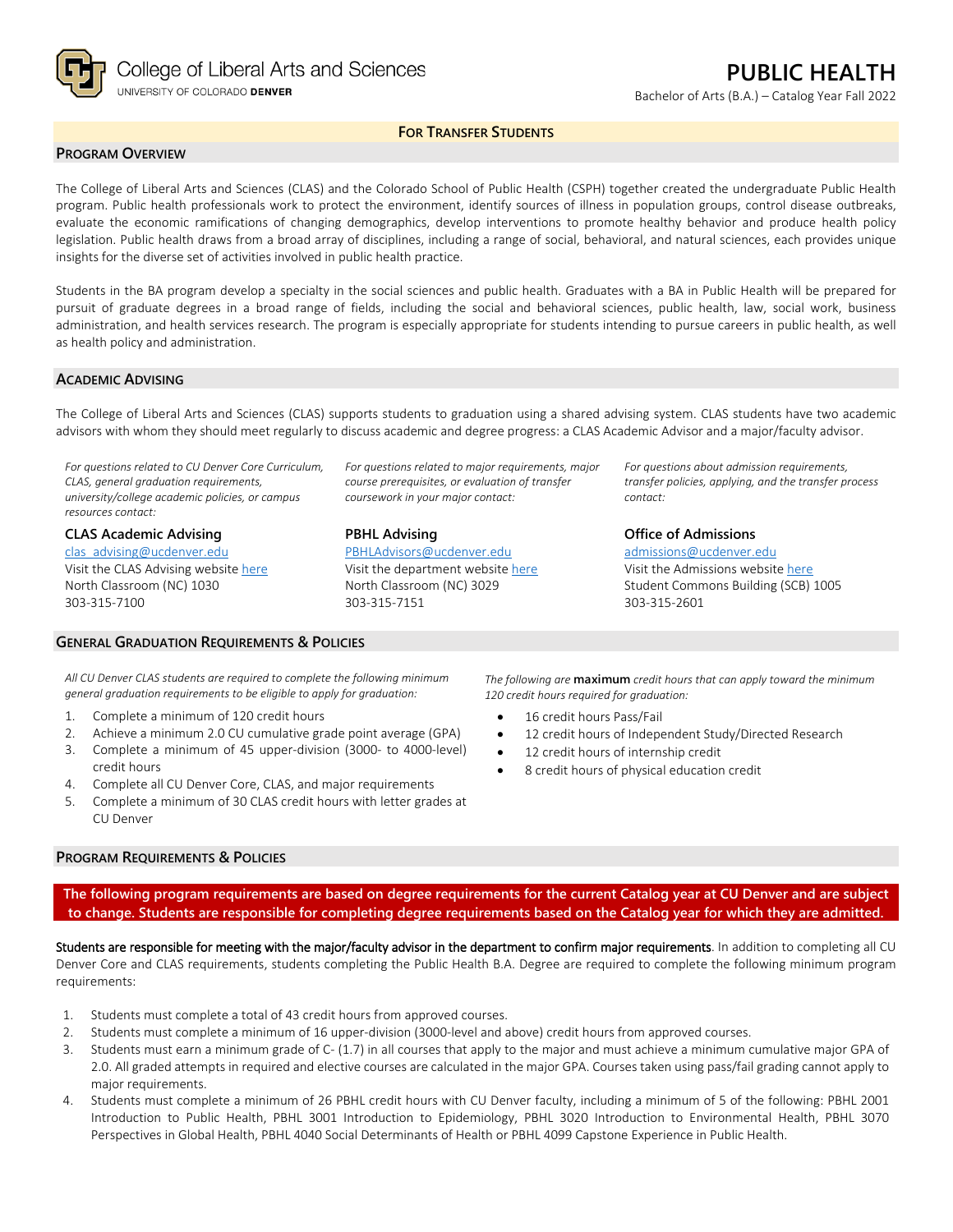College of Liberal Arts and Sciences
UNIVERSITY OF COLORADO **DENVER**

# PUBLIC HEALTH

Bachelor of Arts (B.A.) – Catalog Year Fall 2022

**FOR TRANSFER STUDENTS**

## PROGRAM OVERVIEW

The College of Liberal Arts and Sciences (CLAS) and the Colorado School of Public Health (CSPH) together created the undergraduate Public Health program. Public health professionals work to protect the environment, identify sources of illness in population groups, control disease outbreaks, evaluate the economic ramifications of changing demographics, develop interventions to promote healthy behavior and produce health policy legislation. Public health draws from a broad array of disciplines, including a range of social, behavioral, and natural sciences, each provides unique insights for the diverse set of activities involved in public health practice.

Students in the BA program develop a specialty in the social sciences and public health. Graduates with a BA in Public Health will be prepared for pursuit of graduate degrees in a broad range of fields, including the social and behavioral sciences, public health, law, social work, business administration, and health services research. The program is especially appropriate for students intending to pursue careers in public health, as well as health policy and administration.

## ACADEMIC ADVISING

The College of Liberal Arts and Sciences (CLAS) supports students to graduation using a shared advising system. CLAS students have two academic advisors with whom they should meet regularly to discuss academic and degree progress: a CLAS Academic Advisor and a major/faculty advisor.

*For questions related to CU Denver Core Curriculum, CLAS, general graduation requirements, university/college academic policies, or campus resources contact:*

**CLAS Academic Advising**
clas_advising@ucdenver.edu
Visit the CLAS Advising website here
North Classroom (NC) 1030
303-315-7100

*For questions related to major requirements, major course prerequisites, or evaluation of transfer coursework in your major contact:*

**PBHL Advising**
PBHLAdvisors@ucdenver.edu
Visit the department website here
North Classroom (NC) 3029
303-315-7151

*For questions about admission requirements, transfer policies, applying, and the transfer process contact:*

**Office of Admissions**
admissions@ucdenver.edu
Visit the Admissions website here
Student Commons Building (SCB) 1005
303-315-2601

## GENERAL GRADUATION REQUIREMENTS & POLICIES

*All CU Denver CLAS students are required to complete the following minimum general graduation requirements to be eligible to apply for graduation:*

1. Complete a minimum of 120 credit hours
2. Achieve a minimum 2.0 CU cumulative grade point average (GPA)
3. Complete a minimum of 45 upper-division (3000- to 4000-level) credit hours
4. Complete all CU Denver Core, CLAS, and major requirements
5. Complete a minimum of 30 CLAS credit hours with letter grades at CU Denver

*The following are* **maximum** *credit hours that can apply toward the minimum 120 credit hours required for graduation:*

- 16 credit hours Pass/Fail
- 12 credit hours of Independent Study/Directed Research
- 12 credit hours of internship credit
- 8 credit hours of physical education credit

## PROGRAM REQUIREMENTS & POLICIES

**The following program requirements are based on degree requirements for the current Catalog year at CU Denver and are subject to change. Students are responsible for completing degree requirements based on the Catalog year for which they are admitted.**

**Students are responsible for meeting with the major/faculty advisor in the department to confirm major requirements**. In addition to completing all CU Denver Core and CLAS requirements, students completing the Public Health B.A. Degree are required to complete the following minimum program requirements:

1. Students must complete a total of 43 credit hours from approved courses.
2. Students must complete a minimum of 16 upper-division (3000-level and above) credit hours from approved courses.
3. Students must earn a minimum grade of C- (1.7) in all courses that apply to the major and must achieve a minimum cumulative major GPA of 2.0. All graded attempts in required and elective courses are calculated in the major GPA. Courses taken using pass/fail grading cannot apply to major requirements.
4. Students must complete a minimum of 26 PBHL credit hours with CU Denver faculty, including a minimum of 5 of the following: PBHL 2001 Introduction to Public Health, PBHL 3001 Introduction to Epidemiology, PBHL 3020 Introduction to Environmental Health, PBHL 3070 Perspectives in Global Health, PBHL 4040 Social Determinants of Health or PBHL 4099 Capstone Experience in Public Health.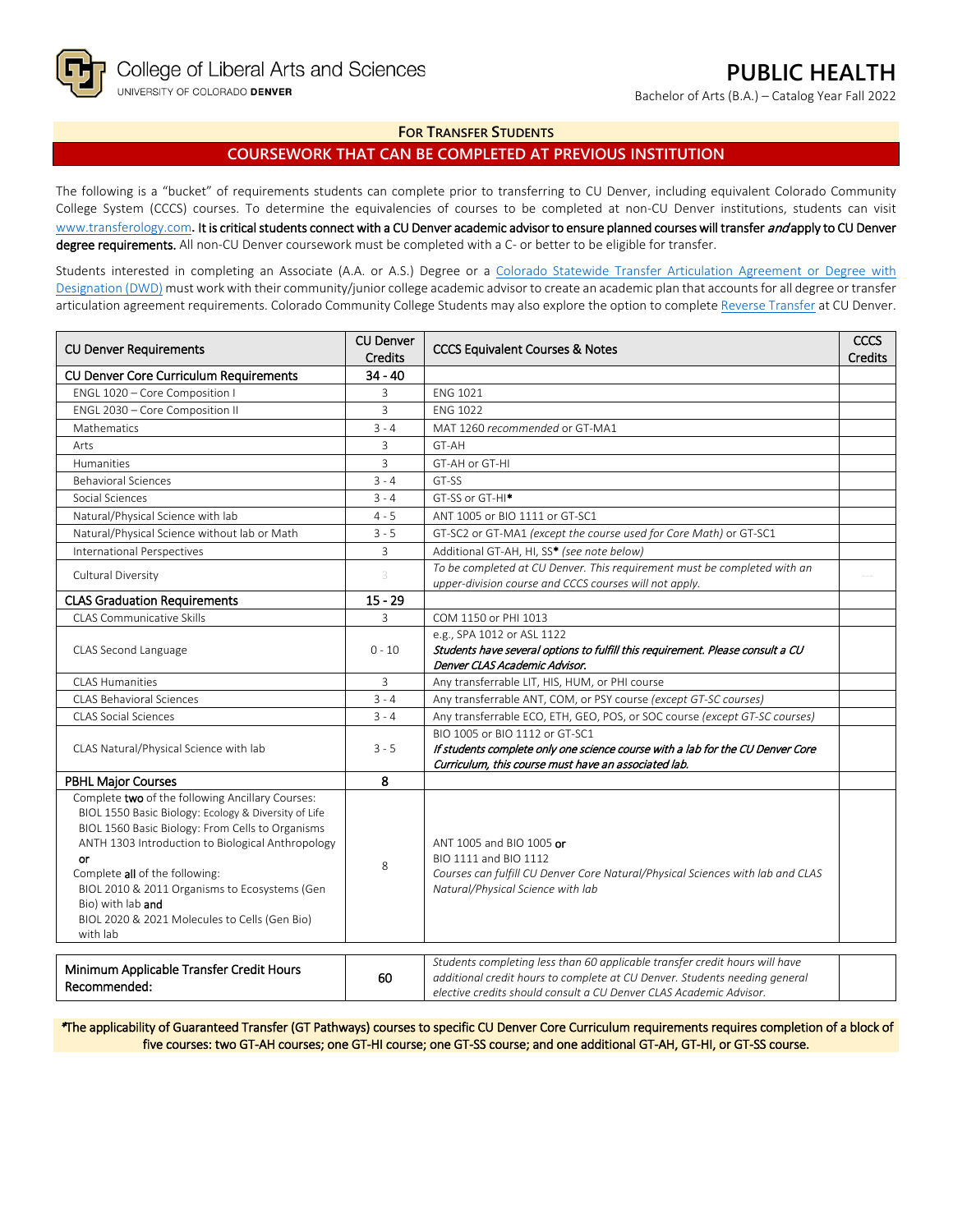College of Liberal Arts and Sciences
UNIVERSITY OF COLORADO **DENVER**

# PUBLIC HEALTH

Bachelor of Arts (B.A.) – Catalog Year Fall 2022

## FOR TRANSFER STUDENTS

## COURSEWORK THAT CAN BE COMPLETED AT PREVIOUS INSTITUTION

The following is a "bucket" of requirements students can complete prior to transferring to CU Denver, including equivalent Colorado Community College System (CCCS) courses. To determine the equivalencies of courses to be completed at non-CU Denver institutions, students can visit www.transferology.com**. It is critical students connect with a CU Denver academic advisor to ensure planned courses will transfer *and* apply to CU Denver degree requirements.** All non-CU Denver coursework must be completed with a C- or better to be eligible for transfer.

Students interested in completing an Associate (A.A. or A.S.) Degree or a Colorado Statewide Transfer Articulation Agreement or Degree with Designation (DWD) must work with their community/junior college academic advisor to create an academic plan that accounts for all degree or transfer articulation agreement requirements. Colorado Community College Students may also explore the option to complete Reverse Transfer at CU Denver.

| CU Denver Requirements | CU Denver Credits | CCCS Equivalent Courses & Notes | CCCS Credits |
|---|---|---|---|
| **CU Denver Core Curriculum Requirements** | **34 - 40** | | |
| ENGL 1020 – Core Composition I | 3 | ENG 1021 | |
| ENGL 2030 – Core Composition II | 3 | ENG 1022 | |
| Mathematics | 3 - 4 | MAT 1260 *recommended* or GT-MA1 | |
| Arts | 3 | GT-AH | |
| Humanities | 3 | GT-AH or GT-HI | |
| Behavioral Sciences | 3 - 4 | GT-SS | |
| Social Sciences | 3 - 4 | GT-SS or GT-HI* | |
| Natural/Physical Science with lab | 4 - 5 | ANT 1005 or BIO 1111 or GT-SC1 | |
| Natural/Physical Science without lab or Math | 3 - 5 | GT-SC2 or GT-MA1 *(except the course used for Core Math)* or GT-SC1 | |
| International Perspectives | 3 | Additional GT-AH, HI, SS* *(see note below)* | |
| Cultural Diversity | 3 | *To be completed at CU Denver. This requirement must be completed with an upper-division course and CCCS courses will not apply.* | --- |
| **CLAS Graduation Requirements** | **15 - 29** | | |
| CLAS Communicative Skills | 3 | COM 1150 or PHI 1013 | |
| CLAS Second Language | 0 - 10 | e.g., SPA 1012 or ASL 1122<br>***Students have several options to fulfill this requirement. Please consult a CU Denver CLAS Academic Advisor.*** | |
| CLAS Humanities | 3 | Any transferrable LIT, HIS, HUM, or PHI course | |
| CLAS Behavioral Sciences | 3 - 4 | Any transferrable ANT, COM, or PSY course *(except GT-SC courses)* | |
| CLAS Social Sciences | 3 - 4 | Any transferrable ECO, ETH, GEO, POS, or SOC course *(except GT-SC courses)* | |
| CLAS Natural/Physical Science with lab | 3 - 5 | BIO 1005 or BIO 1112 or GT-SC1<br>***If students complete only one science course with a lab for the CU Denver Core Curriculum, this course must have an associated lab.*** | |
| **PBHL Major Courses** | **8** | | |
| Complete **two** of the following Ancillary Courses:<br>BIOL 1550 Basic Biology: Ecology & Diversity of Life<br>BIOL 1560 Basic Biology: From Cells to Organisms<br>ANTH 1303 Introduction to Biological Anthropology<br>**or**<br>Complete **all** of the following:<br>BIOL 2010 & 2011 Organisms to Ecosystems (Gen Bio) with lab **and**<br>BIOL 2020 & 2021 Molecules to Cells (Gen Bio) with lab | 8 | ANT 1005 and BIO 1005 **or**<br>BIO 1111 and BIO 1112<br>*Courses can fulfill CU Denver Core Natural/Physical Sciences with lab and CLAS Natural/Physical Science with lab* | |

| Minimum Applicable Transfer Credit Hours Recommended: | 60 | *Students completing less than 60 applicable transfer credit hours will have additional credit hours to complete at CU Denver. Students needing general elective credits should consult a CU Denver CLAS Academic Advisor.* | |
|---|---|---|---|

*The applicability of Guaranteed Transfer (GT Pathways) courses to specific CU Denver Core Curriculum requirements requires completion of a block of five courses: two GT-AH courses; one GT-HI course; one GT-SS course; and one additional GT-AH, GT-HI, or GT-SS course.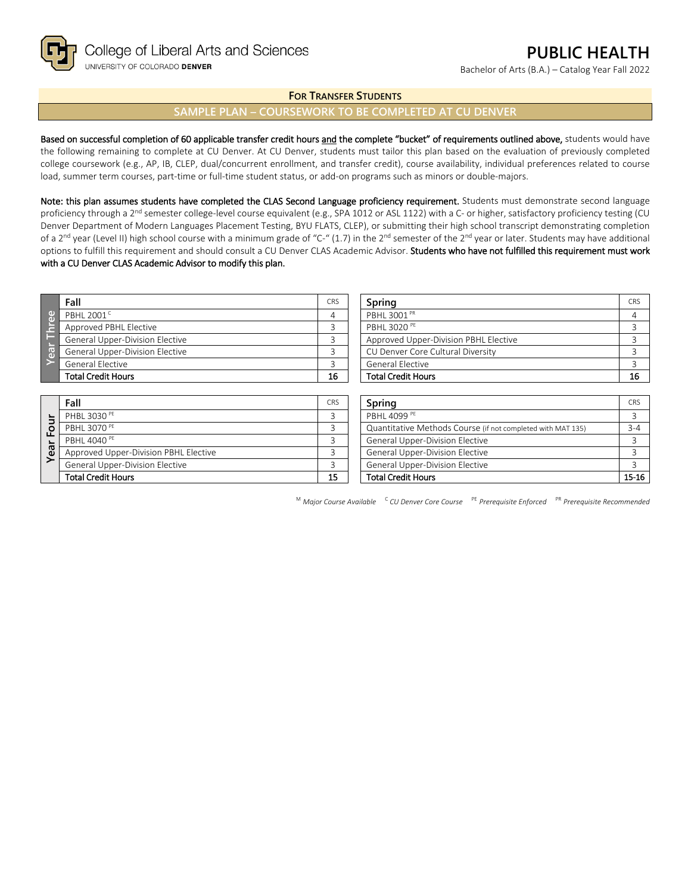# PUBLIC HEALTH

Bachelor of Arts (B.A.) – Catalog Year Fall 2022

## FOR TRANSFER STUDENTS

## SAMPLE PLAN – COURSEWORK TO BE COMPLETED AT CU DENVER

**Based on successful completion of 60 applicable transfer credit hours and the complete "bucket" of requirements outlined above,** students would have the following remaining to complete at CU Denver. At CU Denver, students must tailor this plan based on the evaluation of previously completed college coursework (e.g., AP, IB, CLEP, dual/concurrent enrollment, and transfer credit), course availability, individual preferences related to course load, summer term courses, part-time or full-time student status, or add-on programs such as minors or double-majors.

**Note: this plan assumes students have completed the CLAS Second Language proficiency requirement.** Students must demonstrate second language proficiency through a 2nd semester college-level course equivalent (e.g., SPA 1012 or ASL 1122) with a C- or higher, satisfactory proficiency testing (CU Denver Department of Modern Languages Placement Testing, BYU FLATS, CLEP), or submitting their high school transcript demonstrating completion of a 2nd year (Level II) high school course with a minimum grade of "C-" (1.7) in the 2nd semester of the 2nd year or later. Students may have additional options to fulfill this requirement and should consult a CU Denver CLAS Academic Advisor. **Students who have not fulfilled this requirement must work with a CU Denver CLAS Academic Advisor to modify this plan.**

### Year Three

| Fall | CRS |
|---|---|
| PBHL 2001 [C] | 4 |
| Approved PBHL Elective | 3 |
| General Upper-Division Elective | 3 |
| General Upper-Division Elective | 3 |
| General Elective | 3 |
| **Total Credit Hours** | **16** |

| Spring | CRS |
|---|---|
| PBHL 3001 [PR] | 4 |
| PBHL 3020 [PE] | 3 |
| Approved Upper-Division PBHL Elective | 3 |
| CU Denver Core Cultural Diversity | 3 |
| General Elective | 3 |
| **Total Credit Hours** | **16** |

### Year Four

| Fall | CRS |
|---|---|
| PHBL 3030 [PE] | 3 |
| PBHL 3070 [PE] | 3 |
| PBHL 4040 [PE] | 3 |
| Approved Upper-Division PBHL Elective | 3 |
| General Upper-Division Elective | 3 |
| **Total Credit Hours** | **15** |

| Spring | CRS |
|---|---|
| PBHL 4099 [PE] | 3 |
| Quantitative Methods Course (if not completed with MAT 135) | 3-4 |
| General Upper-Division Elective | 3 |
| General Upper-Division Elective | 3 |
| General Upper-Division Elective | 3 |
| **Total Credit Hours** | **15-16** |

[M] *Major Course Available* [C] *CU Denver Core Course* [PE] *Prerequisite Enforced* [PR] *Prerequisite Recommended*